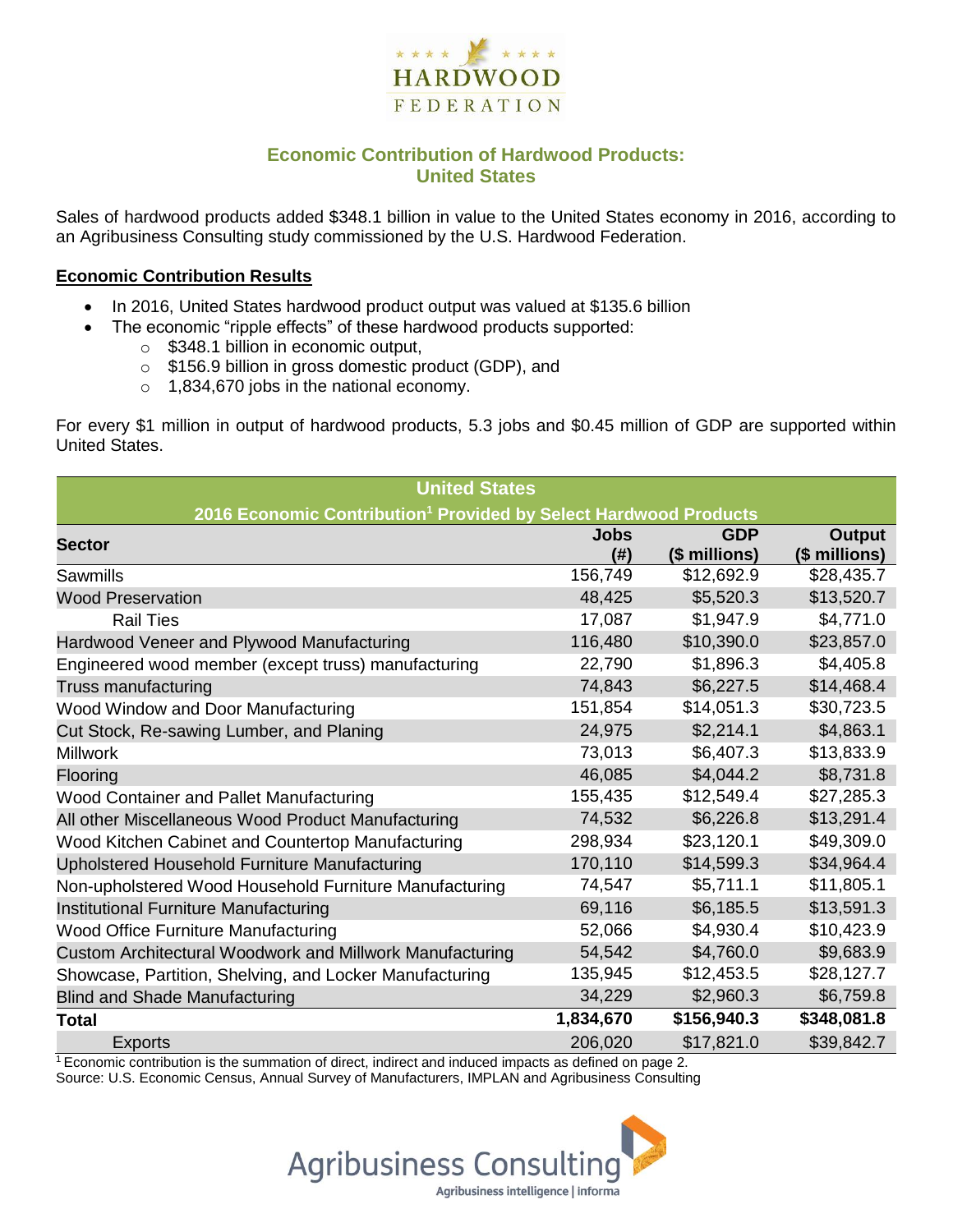HARDWOOD FEDERATION

## Economic Contribution of Hardwood Products: United States

Sales of hardwood products added $348.1 billion in value to the United States economy in 2016, according to an Agribusiness Consulting study commissioned by the U.S. Hardwood Federation.

### Economic Contribution Results

- In 2016, United States hardwood product output was valued at $135.6 billion
- The economic "ripple effects" of these hardwood products supported:
  - $348.1 billion in economic output,
  - $156.9 billion in gross domestic product (GDP), and
  - 1,834,670 jobs in the national economy.

For every $1 million in output of hardwood products, 5.3 jobs and $0.45 million of GDP are supported within United States.

| United States<br>2016 Economic Contribution[1] Provided by Select Hardwood Products | | | |
|---|---|---|---|
| **Sector** | **Jobs (#)** | **GDP ($ millions)** | **Output ($ millions)** |
| Sawmills | 156,749 | $12,692.9 | $28,435.7 |
| Wood Preservation | 48,425 | $5,520.3 | $13,520.7 |
| Rail Ties | 17,087 | $1,947.9 | $4,771.0 |
| Hardwood Veneer and Plywood Manufacturing | 116,480 | $10,390.0 | $23,857.0 |
| Engineered wood member (except truss) manufacturing | 22,790 | $1,896.3 | $4,405.8 |
| Truss manufacturing | 74,843 | $6,227.5 | $14,468.4 |
| Wood Window and Door Manufacturing | 151,854 | $14,051.3 | $30,723.5 |
| Cut Stock, Re-sawing Lumber, and Planing | 24,975 | $2,214.1 | $4,863.1 |
| Millwork | 73,013 | $6,407.3 | $13,833.9 |
| Flooring | 46,085 | $4,044.2 | $8,731.8 |
| Wood Container and Pallet Manufacturing | 155,435 | $12,549.4 | $27,285.3 |
| All other Miscellaneous Wood Product Manufacturing | 74,532 | $6,226.8 | $13,291.4 |
| Wood Kitchen Cabinet and Countertop Manufacturing | 298,934 | $23,120.1 | $49,309.0 |
| Upholstered Household Furniture Manufacturing | 170,110 | $14,599.3 | $34,964.4 |
| Non-upholstered Wood Household Furniture Manufacturing | 74,547 | $5,711.1 | $11,805.1 |
| Institutional Furniture Manufacturing | 69,116 | $6,185.5 | $13,591.3 |
| Wood Office Furniture Manufacturing | 52,066 | $4,930.4 | $10,423.9 |
| Custom Architectural Woodwork and Millwork Manufacturing | 54,542 | $4,760.0 | $9,683.9 |
| Showcase, Partition, Shelving, and Locker Manufacturing | 135,945 | $12,453.5 | $28,127.7 |
| Blind and Shade Manufacturing | 34,229 | $2,960.3 | $6,759.8 |
| **Total** | **1,834,670** | **$156,940.3** | **$348,081.8** |
| Exports | 206,020 | $17,821.0 | $39,842.7 |

[1] Economic contribution is the summation of direct, indirect and induced impacts as defined on page 2.

Source: U.S. Economic Census, Annual Survey of Manufacturers, IMPLAN and Agribusiness Consulting

Agribusiness Consulting
Agribusiness intelligence | informa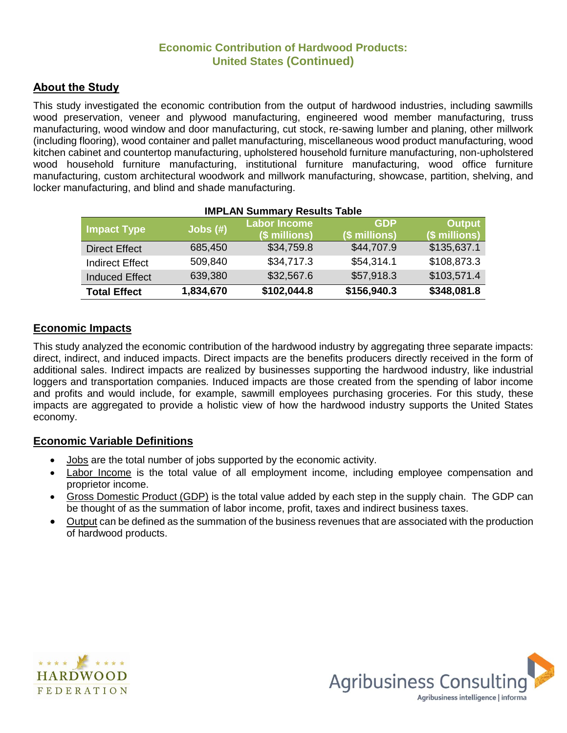## Economic Contribution of Hardwood Products: United States (Continued)

## About the Study

This study investigated the economic contribution from the output of hardwood industries, including sawmills wood preservation, veneer and plywood manufacturing, engineered wood member manufacturing, truss manufacturing, wood window and door manufacturing, cut stock, re-sawing lumber and planing, other millwork (including flooring), wood container and pallet manufacturing, miscellaneous wood product manufacturing, wood kitchen cabinet and countertop manufacturing, upholstered household furniture manufacturing, non-upholstered wood household furniture manufacturing, institutional furniture manufacturing, wood office furniture manufacturing, custom architectural woodwork and millwork manufacturing, showcase, partition, shelving, and locker manufacturing, and blind and shade manufacturing.

**IMPLAN Summary Results Table**

| Impact Type | Jobs (#) | Labor Income ($ millions) | GDP ($ millions) | Output ($ millions) |
|---|---|---|---|---|
| Direct Effect | 685,450 | $34,759.8 | $44,707.9 | $135,637.1 |
| Indirect Effect | 509,840 | $34,717.3 | $54,314.1 | $108,873.3 |
| Induced Effect | 639,380 | $32,567.6 | $57,918.3 | $103,571.4 |
| **Total Effect** | **1,834,670** | **$102,044.8** | **$156,940.3** | **$348,081.8** |

## Economic Impacts

This study analyzed the economic contribution of the hardwood industry by aggregating three separate impacts: direct, indirect, and induced impacts. Direct impacts are the benefits producers directly received in the form of additional sales. Indirect impacts are realized by businesses supporting the hardwood industry, like industrial loggers and transportation companies. Induced impacts are those created from the spending of labor income and profits and would include, for example, sawmill employees purchasing groceries. For this study, these impacts are aggregated to provide a holistic view of how the hardwood industry supports the United States economy.

## Economic Variable Definitions

- Jobs are the total number of jobs supported by the economic activity.
- Labor Income is the total value of all employment income, including employee compensation and proprietor income.
- Gross Domestic Product (GDP) is the total value added by each step in the supply chain. The GDP can be thought of as the summation of labor income, profit, taxes and indirect business taxes.
- Output can be defined as the summation of the business revenues that are associated with the production of hardwood products.

HARDWOOD FEDERATION

Agribusiness Consulting
Agribusiness intelligence | informa